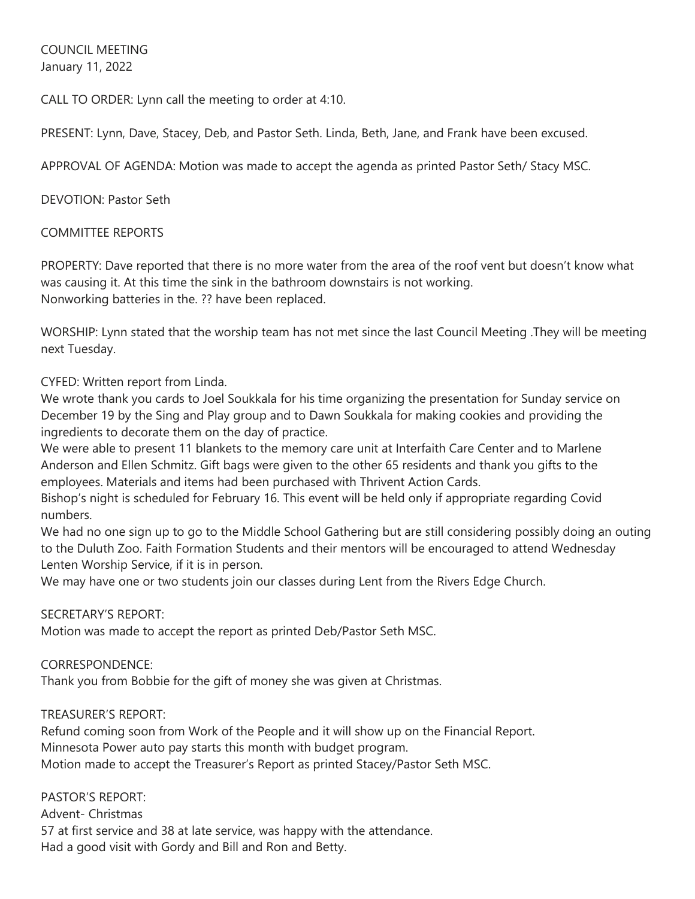COUNCIL MEETING
January 11, 2022

CALL TO ORDER: Lynn call the meeting to order at 4:10.

PRESENT: Lynn, Dave, Stacey, Deb, and Pastor Seth. Linda, Beth, Jane, and Frank have been excused.

APPROVAL OF AGENDA: Motion was made to accept the agenda as printed Pastor Seth/ Stacy MSC.

DEVOTION: Pastor Seth

COMMITTEE REPORTS

PROPERTY: Dave reported that there is no more water from the area of the roof vent but doesn't know what was causing it. At this time the sink in the bathroom downstairs is not working.
Nonworking batteries in the. ?? have been replaced.

WORSHIP: Lynn stated that the worship team has not met since the last Council Meeting .They will be meeting next Tuesday.

CYFED: Written report from Linda.
We wrote thank you cards to Joel Soukkala for his time organizing the presentation for Sunday service on December 19 by the Sing and Play group and to Dawn Soukkala for making cookies and providing the ingredients to decorate them on the day of practice.
We were able to present 11 blankets to the memory care unit at Interfaith Care Center and to Marlene Anderson and Ellen Schmitz. Gift bags were given to the other 65 residents and thank you gifts to the employees. Materials and items had been purchased with Thrivent Action Cards.
Bishop's night is scheduled for February 16. This event will be held only if appropriate regarding Covid numbers.
We had no one sign up to go to the Middle School Gathering but are still considering possibly doing an outing to the Duluth Zoo. Faith Formation Students and their mentors will be encouraged to attend Wednesday Lenten Worship Service, if it is in person.
We may have one or two students join our classes during Lent from the Rivers Edge Church.

SECRETARY'S REPORT:
Motion was made to accept the report as printed Deb/Pastor Seth MSC.

CORRESPONDENCE:
Thank you from Bobbie for the gift of money she was given at Christmas.

TREASURER'S REPORT:
Refund coming soon from Work of the People and it will show up on the Financial Report.
Minnesota Power auto pay starts this month with budget program.
Motion made to accept the Treasurer's Report as printed Stacey/Pastor Seth MSC.

PASTOR'S REPORT:
Advent- Christmas
57 at first service and 38 at late service, was happy with the attendance.
Had a good visit with Gordy and Bill and Ron and Betty.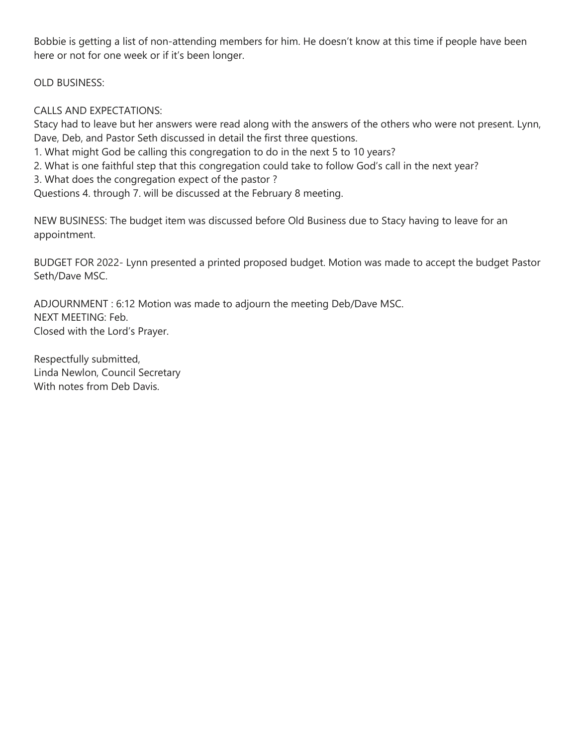Bobbie is getting a list of non-attending members for him. He doesn't know at this time if people have been here or not for one week or if it's been longer.

OLD BUSINESS:

CALLS AND EXPECTATIONS:
Stacy had to leave but her answers were read along with the answers of the others who were not present. Lynn, Dave, Deb, and Pastor Seth discussed in detail the first three questions.

1. What might God be calling this congregation to do in the next 5 to 10 years?
2. What is one faithful step that this congregation could take to follow God's call in the next year?
3. What does the congregation expect of the pastor ?

Questions 4. through 7. will be discussed at the February 8 meeting.

NEW BUSINESS: The budget item was discussed before Old Business due to Stacy having to leave for an appointment.

BUDGET FOR 2022- Lynn presented a printed proposed budget. Motion was made to accept the budget Pastor Seth/Dave MSC.

ADJOURNMENT : 6:12 Motion was made to adjourn the meeting Deb/Dave MSC.
NEXT MEETING: Feb.
Closed with the Lord's Prayer.

Respectfully submitted,
Linda Newlon, Council Secretary
With notes from Deb Davis.